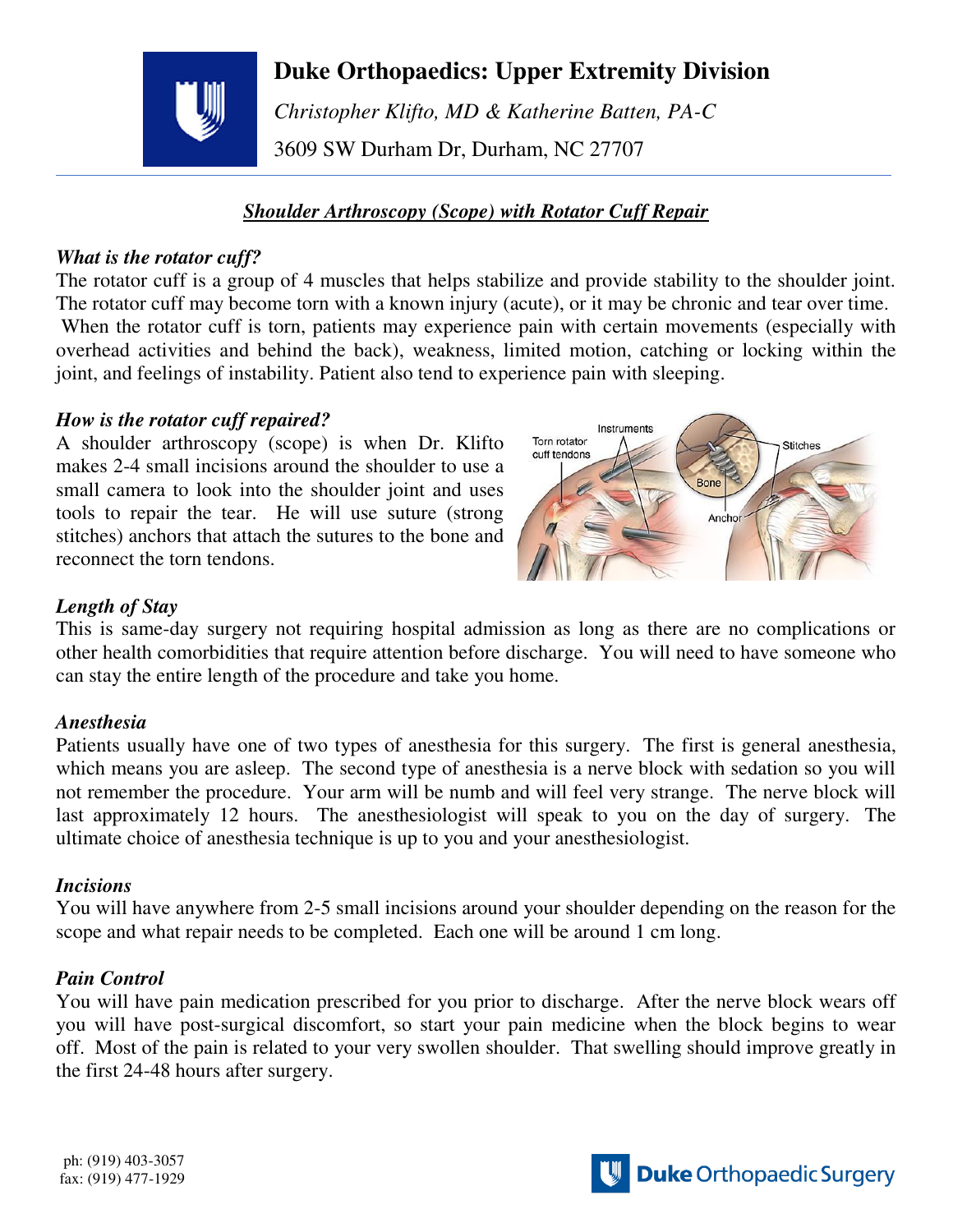# Duke Orthopaedics: Upper Extremity Division

*Christopher Klifto, MD & Katherine Batten, PA-C*

3609 SW Durham Dr, Durham, NC 27707

---

## ***Shoulder Arthroscopy (Scope) with Rotator Cuff Repair***

### *What is the rotator cuff?*

The rotator cuff is a group of 4 muscles that helps stabilize and provide stability to the shoulder joint. The rotator cuff may become torn with a known injury (acute), or it may be chronic and tear over time. When the rotator cuff is torn, patients may experience pain with certain movements (especially with overhead activities and behind the back), weakness, limited motion, catching or locking within the joint, and feelings of instability. Patient also tend to experience pain with sleeping.

### *How is the rotator cuff repaired?*

A shoulder arthroscopy (scope) is when Dr. Klifto makes 2-4 small incisions around the shoulder to use a small camera to look into the shoulder joint and uses tools to repair the tear. He will use suture (strong stitches) anchors that attach the sutures to the bone and reconnect the torn tendons.

Torn rotator cuff tendons
Instruments
Bone
Stitches
Anchor

### *Length of Stay*

This is same-day surgery not requiring hospital admission as long as there are no complications or other health comorbidities that require attention before discharge. You will need to have someone who can stay the entire length of the procedure and take you home.

### *Anesthesia*

Patients usually have one of two types of anesthesia for this surgery. The first is general anesthesia, which means you are asleep. The second type of anesthesia is a nerve block with sedation so you will not remember the procedure. Your arm will be numb and will feel very strange. The nerve block will last approximately 12 hours. The anesthesiologist will speak to you on the day of surgery. The ultimate choice of anesthesia technique is up to you and your anesthesiologist.

### *Incisions*

You will have anywhere from 2-5 small incisions around your shoulder depending on the reason for the scope and what repair needs to be completed. Each one will be around 1 cm long.

### *Pain Control*

You will have pain medication prescribed for you prior to discharge. After the nerve block wears off you will have post-surgical discomfort, so start your pain medicine when the block begins to wear off. Most of the pain is related to your very swollen shoulder. That swelling should improve greatly in the first 24-48 hours after surgery.

ph: (919) 403-3057
fax: (919) 477-1929

Duke Orthopaedic Surgery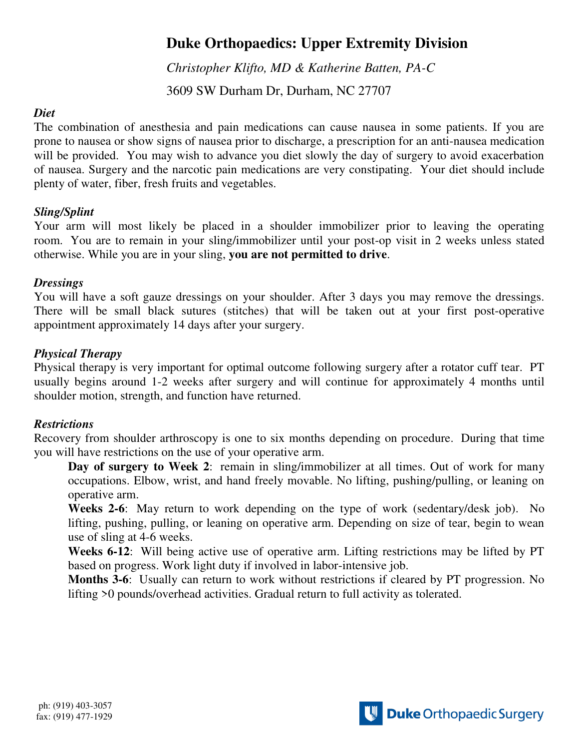# Duke Orthopaedics: Upper Extremity Division

*Christopher Klifto, MD & Katherine Batten, PA-C*

3609 SW Durham Dr, Durham, NC 27707

### *Diet*

The combination of anesthesia and pain medications can cause nausea in some patients. If you are prone to nausea or show signs of nausea prior to discharge, a prescription for an anti-nausea medication will be provided. You may wish to advance you diet slowly the day of surgery to avoid exacerbation of nausea. Surgery and the narcotic pain medications are very constipating. Your diet should include plenty of water, fiber, fresh fruits and vegetables.

### *Sling/Splint*

Your arm will most likely be placed in a shoulder immobilizer prior to leaving the operating room. You are to remain in your sling/immobilizer until your post-op visit in 2 weeks unless stated otherwise. While you are in your sling, **you are not permitted to drive**.

### *Dressings*

You will have a soft gauze dressings on your shoulder. After 3 days you may remove the dressings. There will be small black sutures (stitches) that will be taken out at your first post-operative appointment approximately 14 days after your surgery.

### *Physical Therapy*

Physical therapy is very important for optimal outcome following surgery after a rotator cuff tear. PT usually begins around 1-2 weeks after surgery and will continue for approximately 4 months until shoulder motion, strength, and function have returned.

### *Restrictions*

Recovery from shoulder arthroscopy is one to six months depending on procedure. During that time you will have restrictions on the use of your operative arm.

**Day of surgery to Week 2**: remain in sling/immobilizer at all times. Out of work for many occupations. Elbow, wrist, and hand freely movable. No lifting, pushing/pulling, or leaning on operative arm.

**Weeks 2-6**: May return to work depending on the type of work (sedentary/desk job). No lifting, pushing, pulling, or leaning on operative arm. Depending on size of tear, begin to wean use of sling at 4-6 weeks.

**Weeks 6-12**: Will being active use of operative arm. Lifting restrictions may be lifted by PT based on progress. Work light duty if involved in labor-intensive job.

**Months 3-6**: Usually can return to work without restrictions if cleared by PT progression. No lifting >0 pounds/overhead activities. Gradual return to full activity as tolerated.

ph: (919) 403-3057
fax: (919) 477-1929

Duke Orthopaedic Surgery